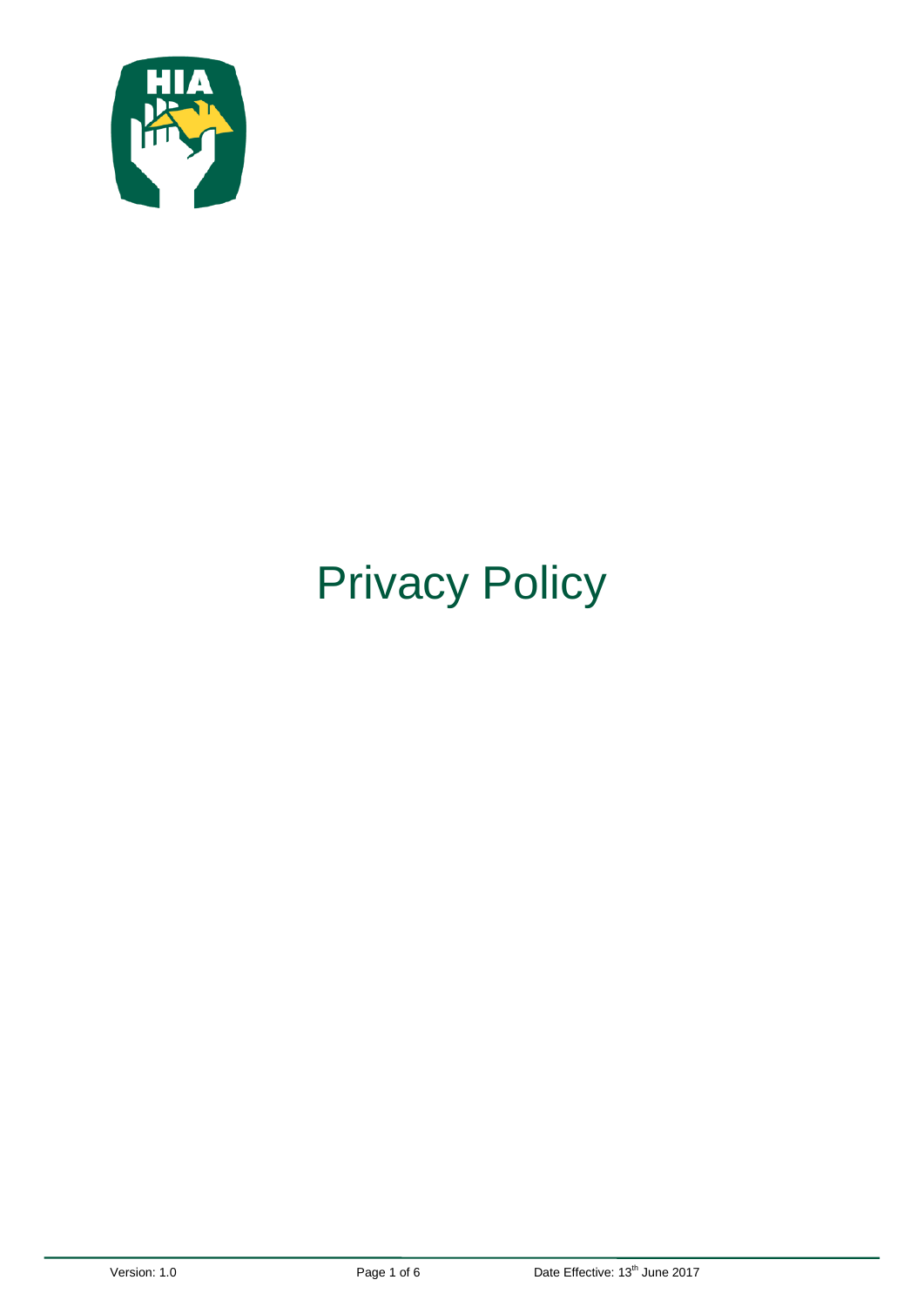# Privacy Policy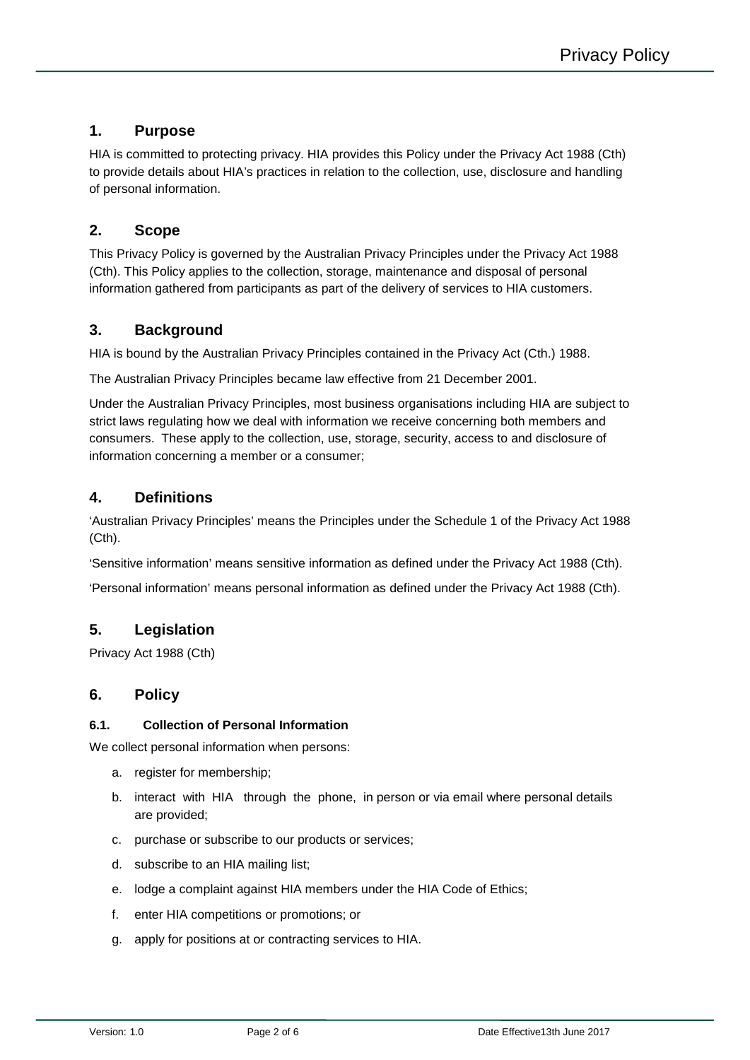## 1. Purpose

HIA is committed to protecting privacy. HIA provides this Policy under the Privacy Act 1988 (Cth) to provide details about HIA's practices in relation to the collection, use, disclosure and handling of personal information.

## 2. Scope

This Privacy Policy is governed by the Australian Privacy Principles under the Privacy Act 1988 (Cth). This Policy applies to the collection, storage, maintenance and disposal of personal information gathered from participants as part of the delivery of services to HIA customers.

## 3. Background

HIA is bound by the Australian Privacy Principles contained in the Privacy Act (Cth.) 1988.

The Australian Privacy Principles became law effective from 21 December 2001.

Under the Australian Privacy Principles, most business organisations including HIA are subject to strict laws regulating how we deal with information we receive concerning both members and consumers. These apply to the collection, use, storage, security, access to and disclosure of information concerning a member or a consumer;

## 4. Definitions

'Australian Privacy Principles' means the Principles under the Schedule 1 of the Privacy Act 1988 (Cth).

'Sensitive information' means sensitive information as defined under the Privacy Act 1988 (Cth).

'Personal information' means personal information as defined under the Privacy Act 1988 (Cth).

## 5. Legislation

Privacy Act 1988 (Cth)

## 6. Policy

### 6.1. Collection of Personal Information

We collect personal information when persons:

a. register for membership;
b. interact with HIA through the phone, in person or via email where personal details are provided;
c. purchase or subscribe to our products or services;
d. subscribe to an HIA mailing list;
e. lodge a complaint against HIA members under the HIA Code of Ethics;
f. enter HIA competitions or promotions; or
g. apply for positions at or contracting services to HIA.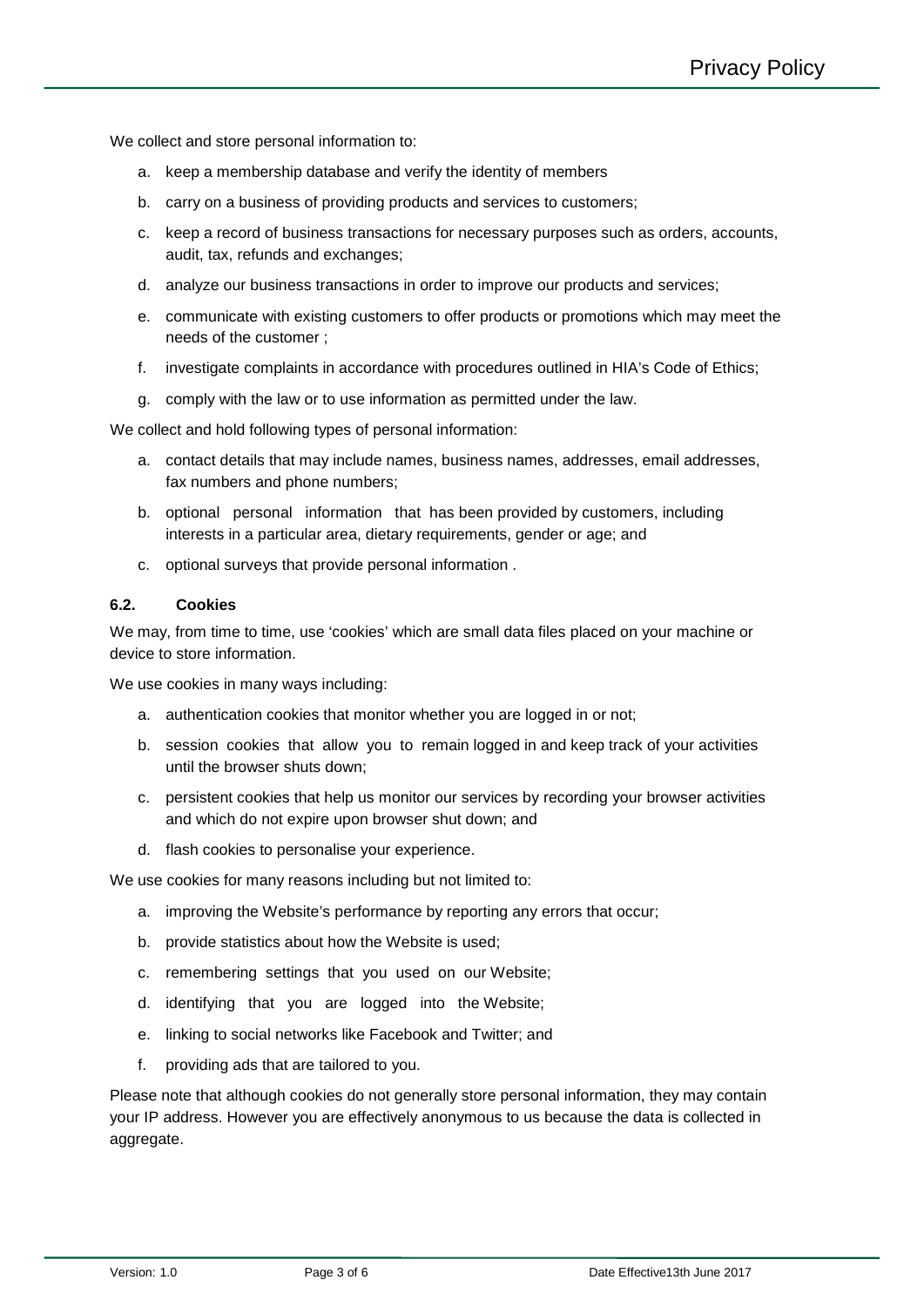We collect and store personal information to:

a. keep a membership database and verify the identity of members

b. carry on a business of providing products and services to customers;

c. keep a record of business transactions for necessary purposes such as orders, accounts, audit, tax, refunds and exchanges;

d. analyze our business transactions in order to improve our products and services;

e. communicate with existing customers to offer products or promotions which may meet the needs of the customer ;

f. investigate complaints in accordance with procedures outlined in HIA's Code of Ethics;

g. comply with the law or to use information as permitted under the law.

We collect and hold following types of personal information:

a. contact details that may include names, business names, addresses, email addresses, fax numbers and phone numbers;

b. optional personal information that has been provided by customers, including interests in a particular area, dietary requirements, gender or age; and

c. optional surveys that provide personal information .

### 6.2. Cookies

We may, from time to time, use 'cookies' which are small data files placed on your machine or device to store information.

We use cookies in many ways including:

a. authentication cookies that monitor whether you are logged in or not;

b. session cookies that allow you to remain logged in and keep track of your activities until the browser shuts down;

c. persistent cookies that help us monitor our services by recording your browser activities and which do not expire upon browser shut down; and

d. flash cookies to personalise your experience.

We use cookies for many reasons including but not limited to:

a. improving the Website's performance by reporting any errors that occur;

b. provide statistics about how the Website is used;

c. remembering settings that you used on our Website;

d. identifying that you are logged into the Website;

e. linking to social networks like Facebook and Twitter; and

f. providing ads that are tailored to you.

Please note that although cookies do not generally store personal information, they may contain your IP address. However you are effectively anonymous to us because the data is collected in aggregate.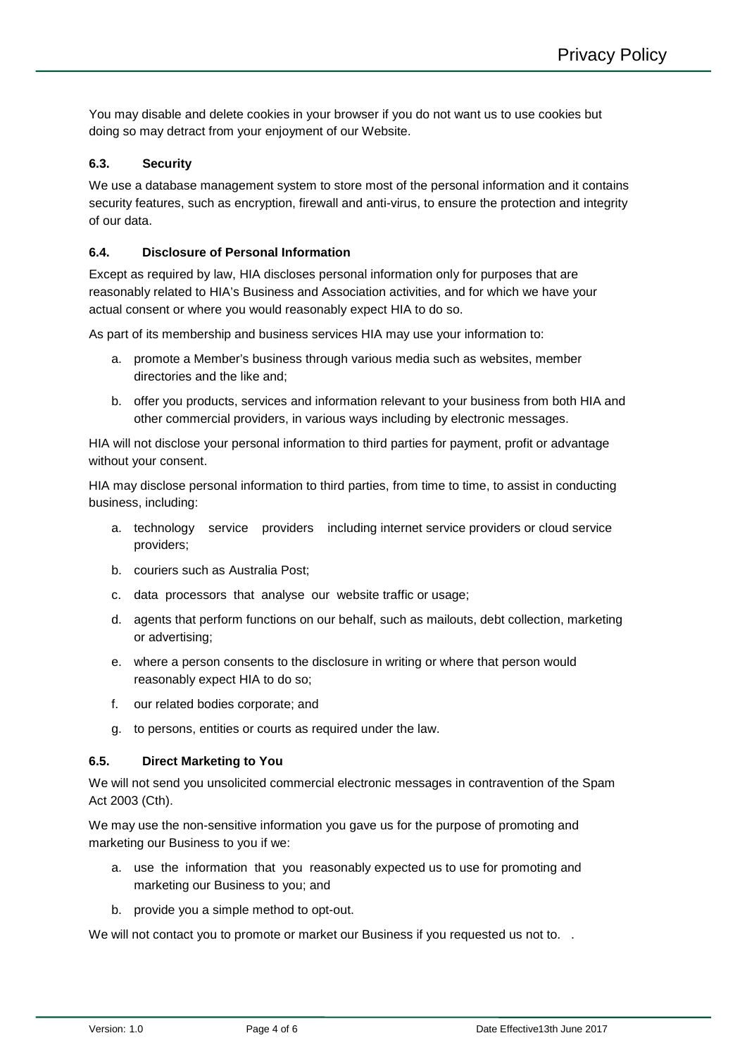You may disable and delete cookies in your browser if you do not want us to use cookies but doing so may detract from your enjoyment of our Website.

### 6.3. Security

We use a database management system to store most of the personal information and it contains security features, such as encryption, firewall and anti-virus, to ensure the protection and integrity of our data.

### 6.4. Disclosure of Personal Information

Except as required by law, HIA discloses personal information only for purposes that are reasonably related to HIA's Business and Association activities, and for which we have your actual consent or where you would reasonably expect HIA to do so.

As part of its membership and business services HIA may use your information to:

a. promote a Member's business through various media such as websites, member directories and the like and;
b. offer you products, services and information relevant to your business from both HIA and other commercial providers, in various ways including by electronic messages.

HIA will not disclose your personal information to third parties for payment, profit or advantage without your consent.

HIA may disclose personal information to third parties, from time to time, to assist in conducting business, including:

a. technology service providers including internet service providers or cloud service providers;
b. couriers such as Australia Post;
c. data processors that analyse our website traffic or usage;
d. agents that perform functions on our behalf, such as mailouts, debt collection, marketing or advertising;
e. where a person consents to the disclosure in writing or where that person would reasonably expect HIA to do so;
f. our related bodies corporate; and
g. to persons, entities or courts as required under the law.

### 6.5. Direct Marketing to You

We will not send you unsolicited commercial electronic messages in contravention of the Spam Act 2003 (Cth).

We may use the non-sensitive information you gave us for the purpose of promoting and marketing our Business to you if we:

a. use the information that you reasonably expected us to use for promoting and marketing our Business to you; and
b. provide you a simple method to opt-out.

We will not contact you to promote or market our Business if you requested us not to.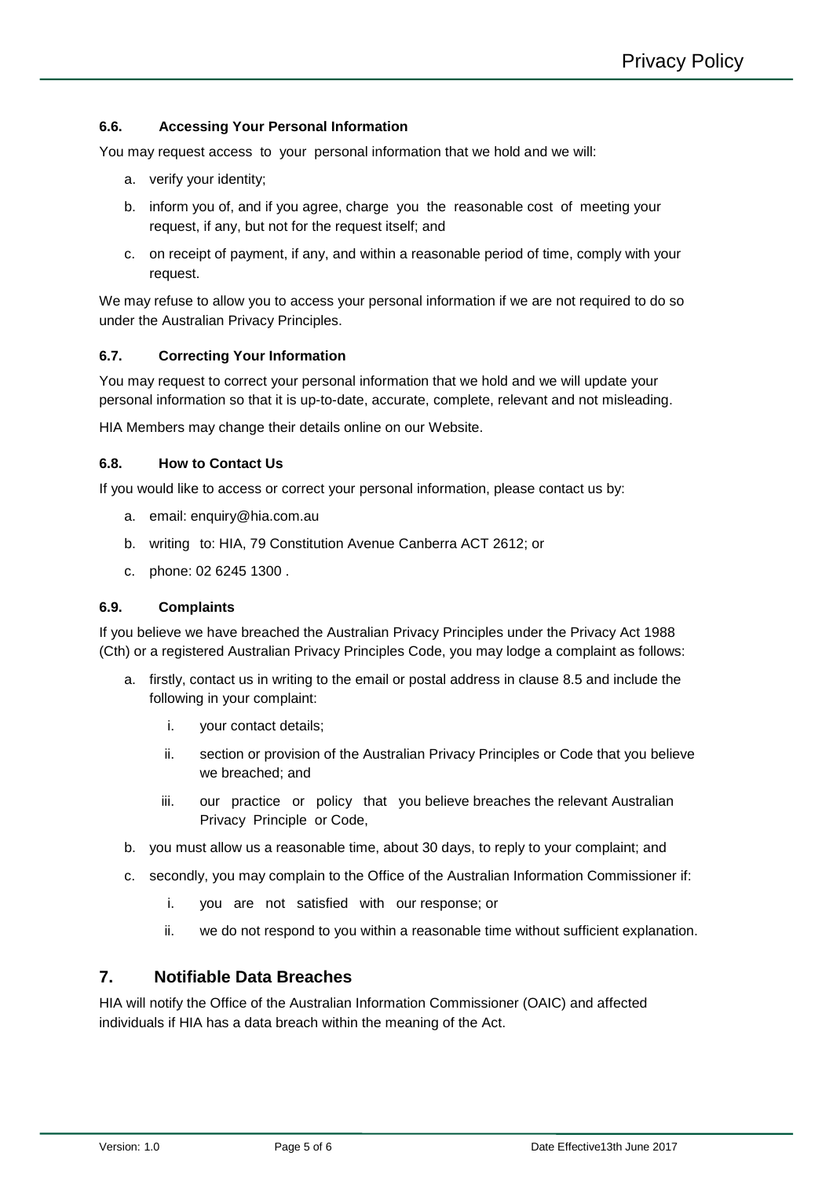### 6.6. Accessing Your Personal Information

You may request access to your personal information that we hold and we will:

a. verify your identity;

b. inform you of, and if you agree, charge you the reasonable cost of meeting your request, if any, but not for the request itself; and

c. on receipt of payment, if any, and within a reasonable period of time, comply with your request.

We may refuse to allow you to access your personal information if we are not required to do so under the Australian Privacy Principles.

### 6.7. Correcting Your Information

You may request to correct your personal information that we hold and we will update your personal information so that it is up-to-date, accurate, complete, relevant and not misleading.

HIA Members may change their details online on our Website.

### 6.8. How to Contact Us

If you would like to access or correct your personal information, please contact us by:

a. email: enquiry@hia.com.au

b. writing to: HIA, 79 Constitution Avenue Canberra ACT 2612; or

c. phone: 02 6245 1300 .

### 6.9. Complaints

If you believe we have breached the Australian Privacy Principles under the Privacy Act 1988 (Cth) or a registered Australian Privacy Principles Code, you may lodge a complaint as follows:

a. firstly, contact us in writing to the email or postal address in clause 8.5 and include the following in your complaint:

   i. your contact details;

   ii. section or provision of the Australian Privacy Principles or Code that you believe we breached; and

   iii. our practice or policy that you believe breaches the relevant Australian Privacy Principle or Code,

b. you must allow us a reasonable time, about 30 days, to reply to your complaint; and

c. secondly, you may complain to the Office of the Australian Information Commissioner if:

   i. you are not satisfied with our response; or

   ii. we do not respond to you within a reasonable time without sufficient explanation.

## 7. Notifiable Data Breaches

HIA will notify the Office of the Australian Information Commissioner (OAIC) and affected individuals if HIA has a data breach within the meaning of the Act.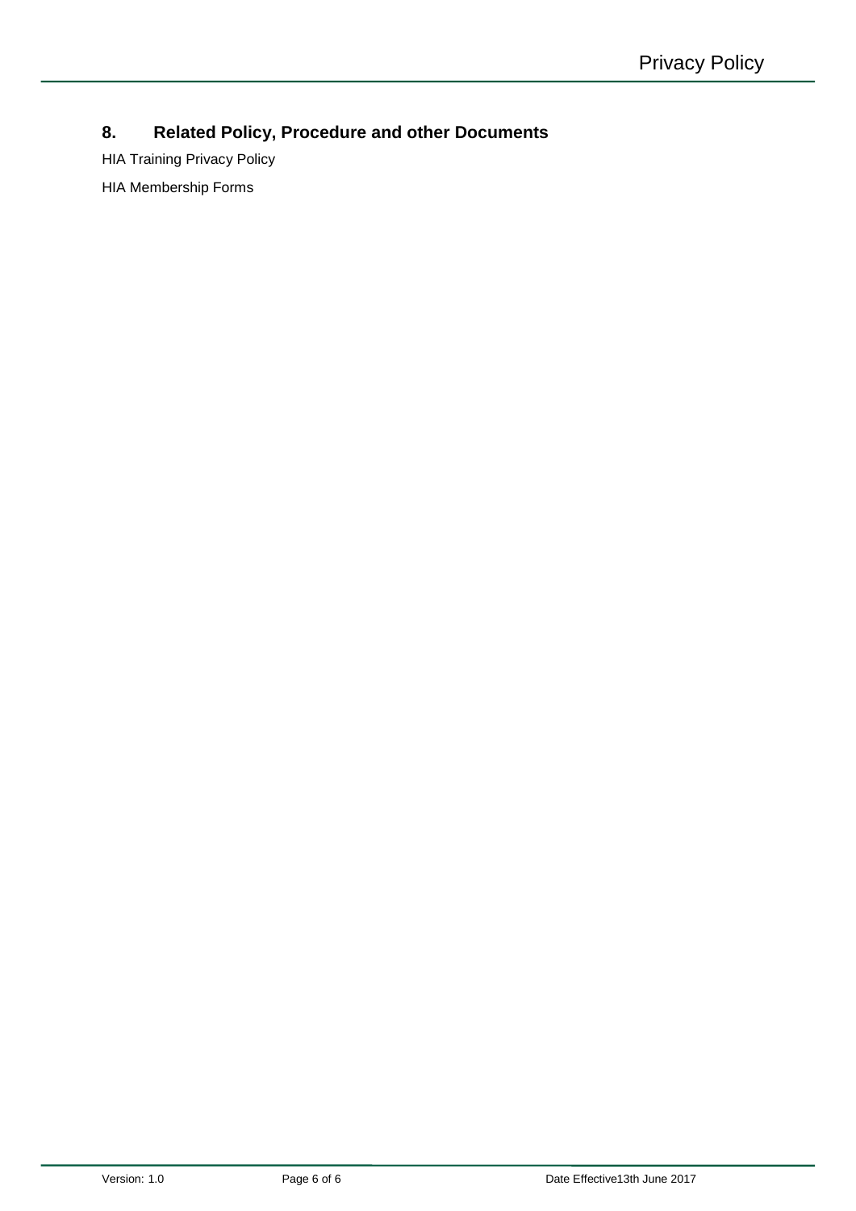## 8. Related Policy, Procedure and other Documents

HIA Training Privacy Policy

HIA Membership Forms